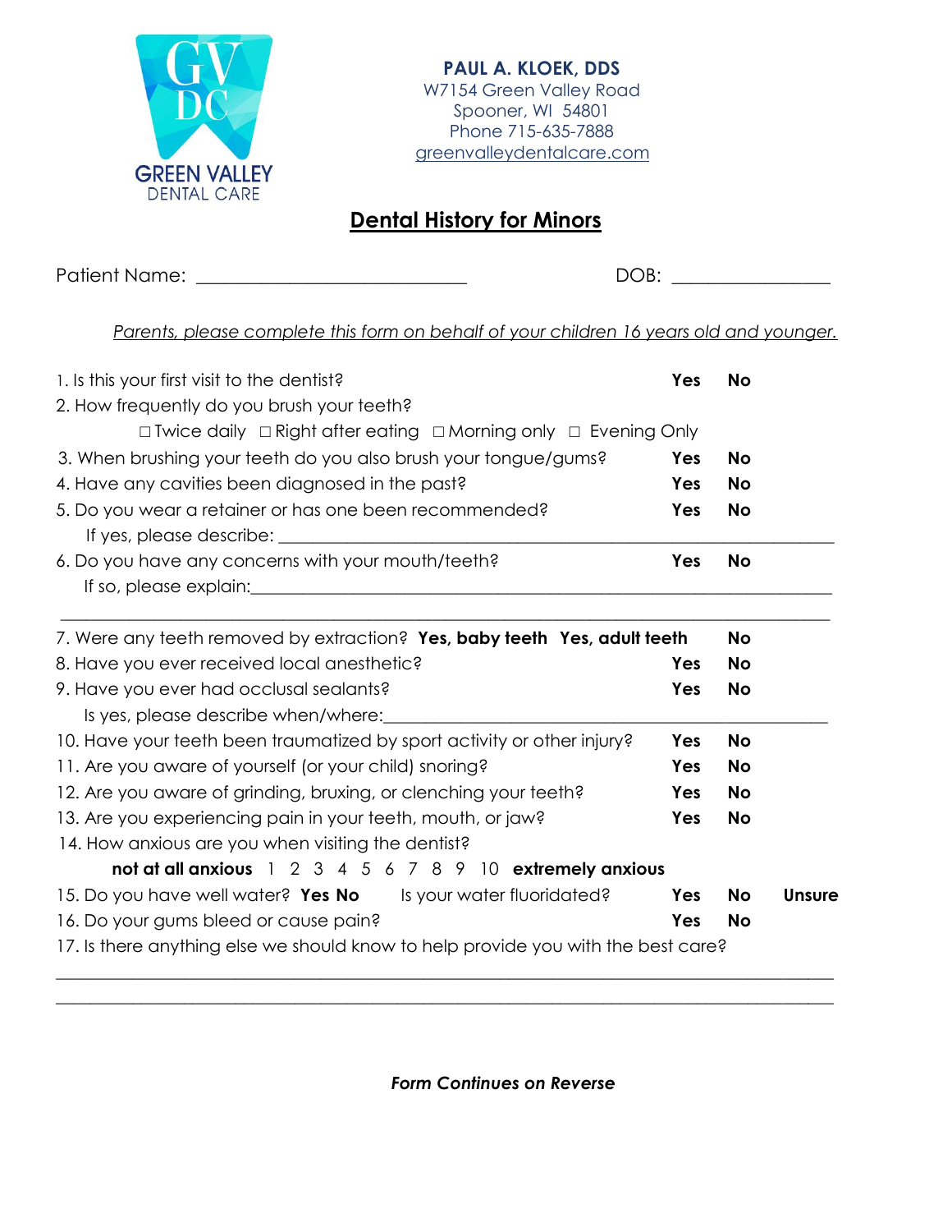GREEN VALLEY DENTAL CARE

**PAUL A. KLOEK, DDS**
W7154 Green Valley Road
Spooner, WI 54801
Phone 715-635-7888
greenvalleydentalcare.com

# Dental History for Minors

Patient Name: ____________________________ DOB: ________________

*Parents, please complete this form on behalf of your children 16 years old and younger.*

1. Is this your first visit to the dentist? **Yes** **No**
2. How frequently do you brush your teeth?
   ☐ Twice daily ☐ Right after eating ☐ Morning only ☐ Evening Only
3. When brushing your teeth do you also brush your tongue/gums? **Yes** **No**
4. Have any cavities been diagnosed in the past? **Yes** **No**
5. Do you wear a retainer or has one been recommended? **Yes** **No**
   If yes, please describe: ____________________________________________
6. Do you have any concerns with your mouth/teeth? **Yes** **No**
   If so, please explain:______________________________________________
   ____________________________________________________________________
7. Were any teeth removed by extraction? **Yes, baby teeth** **Yes, adult teeth** **No**
8. Have you ever received local anesthetic? **Yes** **No**
9. Have you ever had occlusal sealants? **Yes** **No**
   Is yes, please describe when/where:__________________________________
10. Have your teeth been traumatized by sport activity or other injury? **Yes** **No**
11. Are you aware of yourself (or your child) snoring? **Yes** **No**
12. Are you aware of grinding, bruxing, or clenching your teeth? **Yes** **No**
13. Are you experiencing pain in your teeth, mouth, or jaw? **Yes** **No**
14. How anxious are you when visiting the dentist?
    **not at all anxious** 1 2 3 4 5 6 7 8 9 10 **extremely anxious**
15. Do you have well water? **Yes** **No** Is your water fluoridated? **Yes** **No** **Unsure**
16. Do your gums bleed or cause pain? **Yes** **No**
17. Is there anything else we should know to help provide you with the best care?

____________________________________________________________________

____________________________________________________________________

***Form Continues on Reverse***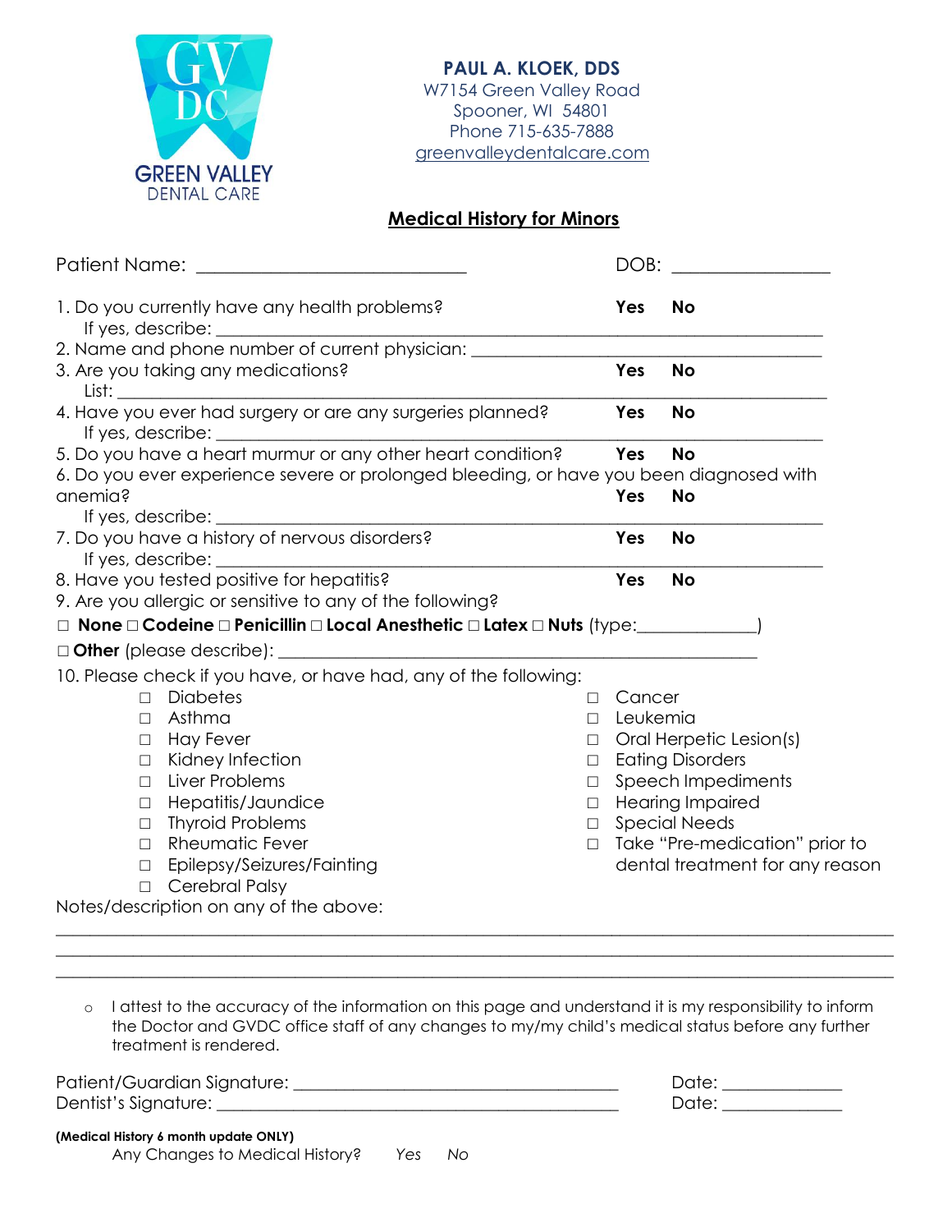GV DC GREEN VALLEY DENTAL CARE

**PAUL A. KLOEK, DDS**
W7154 Green Valley Road
Spooner, WI 54801
Phone 715-635-7888
greenvalleydentalcare.com

## Medical History for Minors

Patient Name: ____________________________ DOB: ________________

1. Do you currently have any health problems? **Yes** **No**
   If yes, describe: ______________________________________________
2. Name and phone number of current physician: ______________________________
3. Are you taking any medications? **Yes** **No**
   List: ______________________________________________
4. Have you ever had surgery or are any surgeries planned? **Yes** **No**
   If yes, describe: ______________________________________________
5. Do you have a heart murmur or any other heart condition? **Yes** **No**
6. Do you ever experience severe or prolonged bleeding, or have you been diagnosed with anemia? **Yes** **No**
   If yes, describe: ______________________________________________
7. Do you have a history of nervous disorders? **Yes** **No**
   If yes, describe: ______________________________________________
8. Have you tested positive for hepatitis? **Yes** **No**
9. Are you allergic or sensitive to any of the following?

☐ **None** ☐ **Codeine** ☐ **Penicillin** ☐ **Local Anesthetic** ☐ **Latex** ☐ **Nuts** (type:_____________)

☐ **Other** (please describe): ______________________________________________

10. Please check if you have, or have had, any of the following:

- ☐ Diabetes
- ☐ Asthma
- ☐ Hay Fever
- ☐ Kidney Infection
- ☐ Liver Problems
- ☐ Hepatitis/Jaundice
- ☐ Thyroid Problems
- ☐ Rheumatic Fever
- ☐ Epilepsy/Seizures/Fainting
- ☐ Cerebral Palsy
- ☐ Cancer
- ☐ Leukemia
- ☐ Oral Herpetic Lesion(s)
- ☐ Eating Disorders
- ☐ Speech Impediments
- ☐ Hearing Impaired
- ☐ Special Needs
- ☐ Take "Pre-medication" prior to dental treatment for any reason

Notes/description on any of the above:

______________________________________________________________________________
______________________________________________________________________________
______________________________________________________________________________

- I attest to the accuracy of the information on this page and understand it is my responsibility to inform the Doctor and GVDC office staff of any changes to my/my child's medical status before any further treatment is rendered.

Patient/Guardian Signature: ____________________________________ Date: _____________
Dentist's Signature: __________________________________________ Date: _____________

**(Medical History 6 month update ONLY)**
Any Changes to Medical History? *Yes* *No*